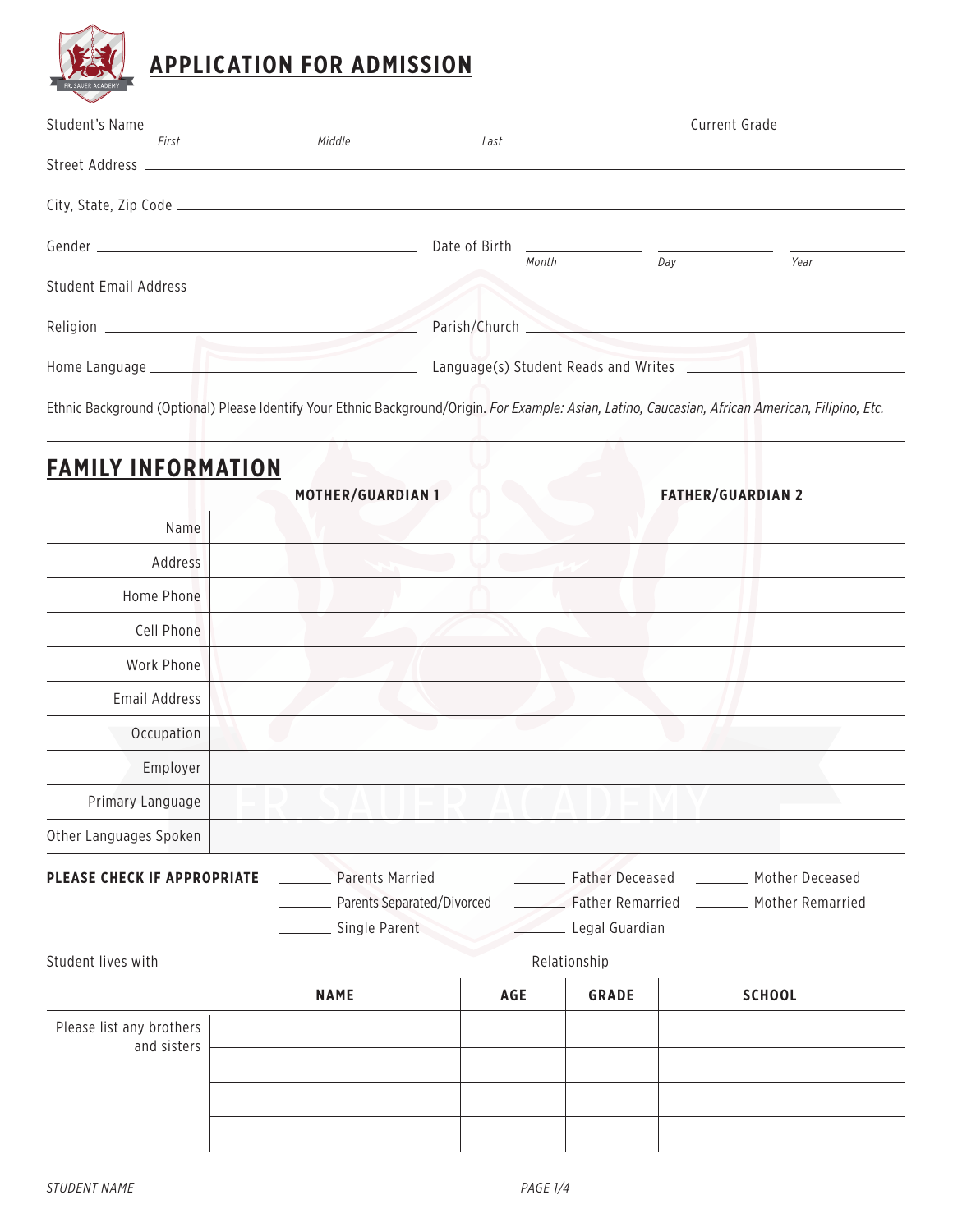# APPLICATION FOR ADMISSION

Student's Name ______________________________________________ Current Grade ______________
*First* *Middle* *Last*

Street Address ______________________________________________

City, State, Zip Code ______________________________________________

Gender ______________________ Date of Birth ____________ ____________ ____________
*Month* *Day* *Year*

Student Email Address ______________________________________________

Religion ______________________ Parish/Church ______________________

Home Language ______________________ Language(s) Student Reads and Writes ______________________

Ethnic Background (Optional) Please Identify Your Ethnic Background/Origin. *For Example: Asian, Latino, Caucasian, African American, Filipino, Etc.*

______________________________________________

## FAMILY INFORMATION

| | MOTHER/GUARDIAN 1 | FATHER/GUARDIAN 2 |
|---|---|---|
| Name | | |
| Address | | |
| Home Phone | | |
| Cell Phone | | |
| Work Phone | | |
| Email Address | | |
| Occupation | | |
| Employer | | |
| Primary Language | | |
| Other Languages Spoken | | |

**PLEASE CHECK IF APPROPRIATE**

_______ Parents Married _______ Father Deceased _______ Mother Deceased

_______ Parents Separated/Divorced _______ Father Remarried _______ Mother Remarried

_______ Single Parent _______ Legal Guardian

Student lives with ______________________ Relationship ______________________

| | NAME | AGE | GRADE | SCHOOL |
|---|---|---|---|---|
| Please list any brothers and sisters | | | | |
| | | | | |
| | | | | |
| | | | | |

*STUDENT NAME* ______________________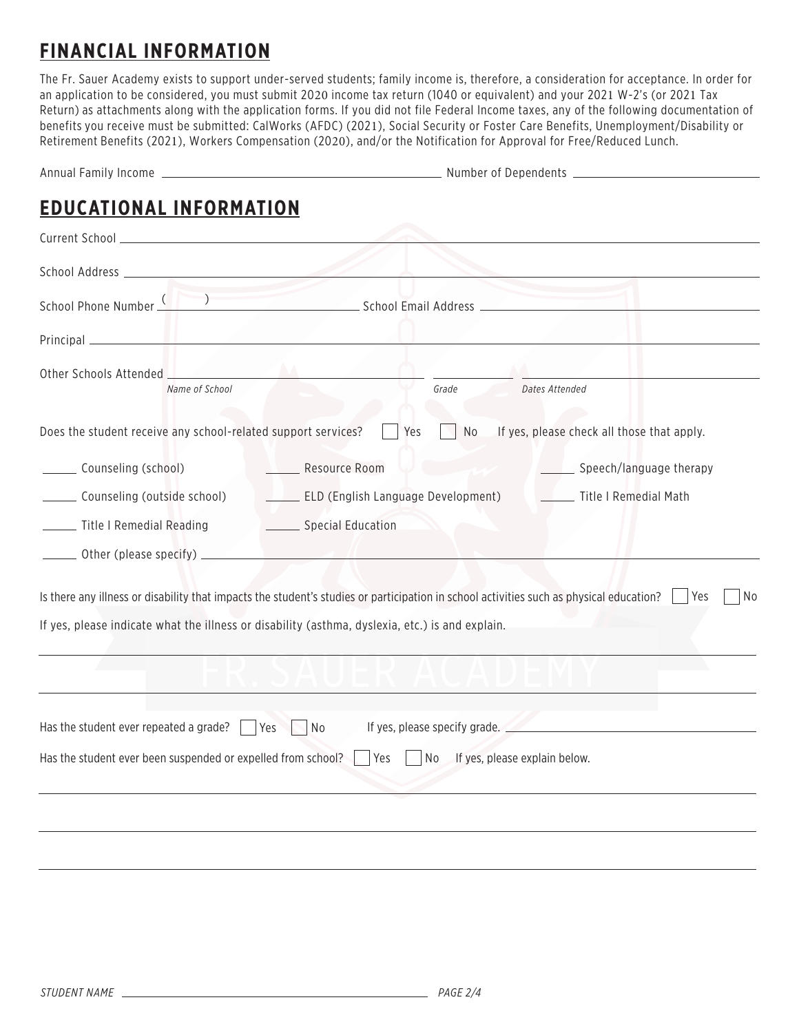## FINANCIAL INFORMATION

The Fr. Sauer Academy exists to support under-served students; family income is, therefore, a consideration for acceptance. In order for an application to be considered, you must submit 2020 income tax return (1040 or equivalent) and your 2021 W-2's (or 2021 Tax Return) as attachments along with the application forms. If you did not file Federal Income taxes, any of the following documentation of benefits you receive must be submitted: CalWorks (AFDC) (2021), Social Security or Foster Care Benefits, Unemployment/Disability or Retirement Benefits (2021), Workers Compensation (2020), and/or the Notification for Approval for Free/Reduced Lunch.

Annual Family Income ______________________ Number of Dependents ______________________

## EDUCATIONAL INFORMATION

Current School ______________________

School Address ______________________

School Phone Number (     ) ______________________ School Email Address ______________________

Principal ______________________

Other Schools Attended ______________________ ______ ______________________
*Name of School* *Grade* *Dates Attended*

Does the student receive any school-related support services? ☐ Yes ☐ No If yes, please check all those that apply.

_____ Counseling (school) _____ Resource Room _____ Speech/language therapy

_____ Counseling (outside school) _____ ELD (English Language Development) _____ Title I Remedial Math

_____ Title I Remedial Reading _____ Special Education

_____ Other (please specify) ______________________

Is there any illness or disability that impacts the student's studies or participation in school activities such as physical education? ☐ Yes ☐ No

If yes, please indicate what the illness or disability (asthma, dyslexia, etc.) is and explain.

______________________

______________________

Has the student ever repeated a grade? ☐ Yes ☐ No If yes, please specify grade. ______________________

Has the student ever been suspended or expelled from school? ☐ Yes ☐ No If yes, please explain below.

______________________

______________________

______________________

*STUDENT NAME* ______________________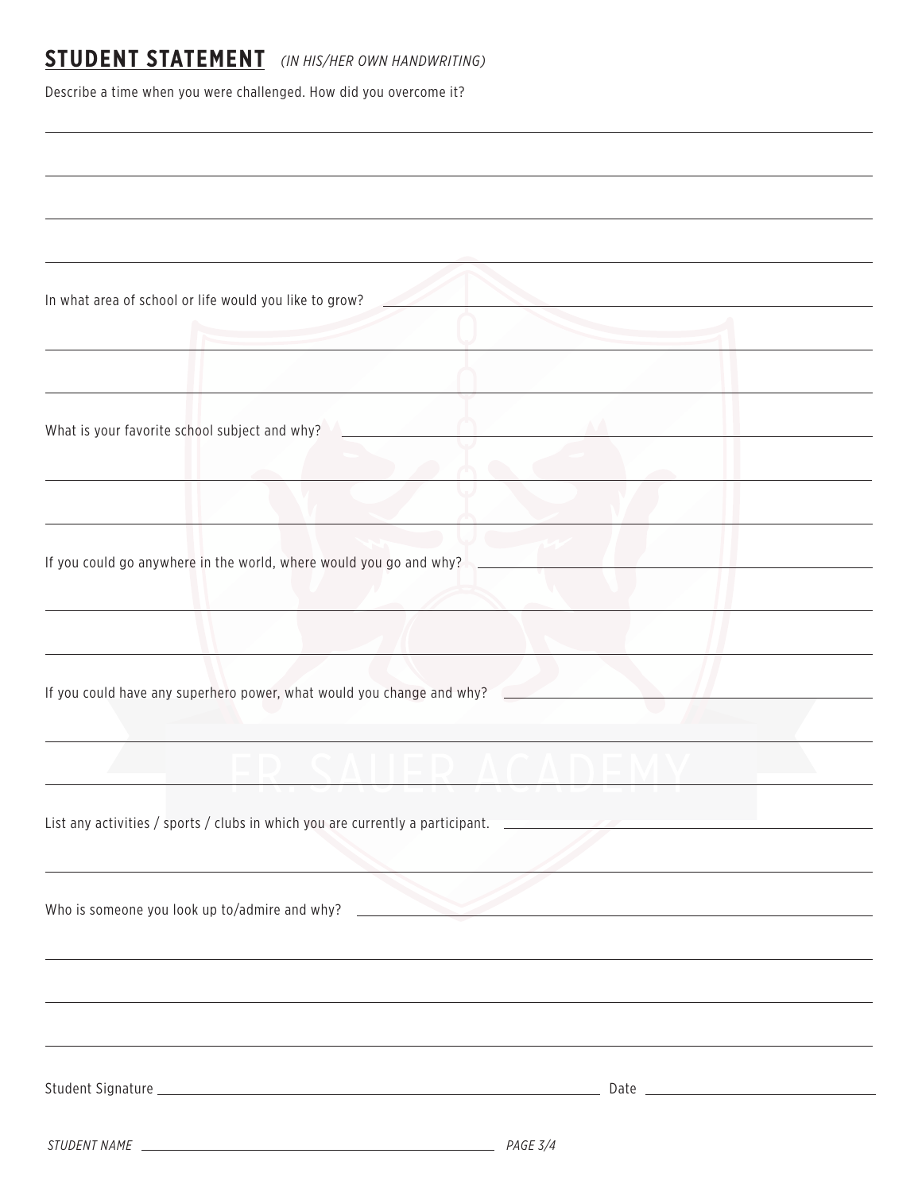## STUDENT STATEMENT *(IN HIS/HER OWN HANDWRITING)*

Describe a time when you were challenged. How did you overcome it?

In what area of school or life would you like to grow?

What is your favorite school subject and why?

If you could go anywhere in the world, where would you go and why?

If you could have any superhero power, what would you change and why?

List any activities / sports / clubs in which you are currently a participant.

Who is someone you look up to/admire and why?

Student Signature ______________________ Date ______________

*STUDENT NAME* ______________________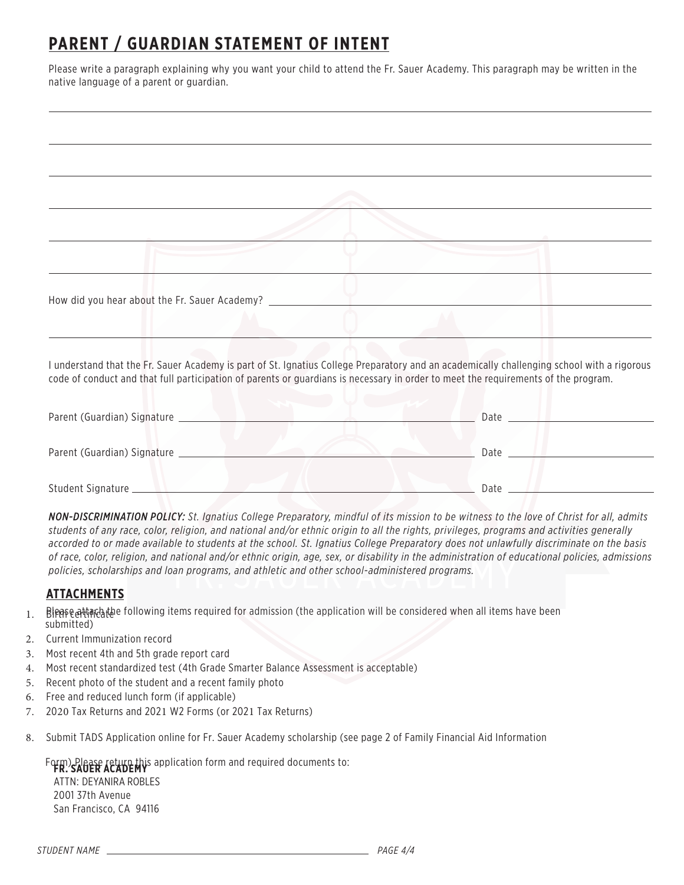# PARENT / GUARDIAN STATEMENT OF INTENT

Please write a paragraph explaining why you want your child to attend the Fr. Sauer Academy. This paragraph may be written in the native language of a parent or guardian.

______________________________________________________________________

______________________________________________________________________

______________________________________________________________________

______________________________________________________________________

______________________________________________________________________

______________________________________________________________________

How did you hear about the Fr. Sauer Academy? ______________________________________

______________________________________________________________________

I understand that the Fr. Sauer Academy is part of St. Ignatius College Preparatory and an academically challenging school with a rigorous code of conduct and that full participation of parents or guardians is necessary in order to meet the requirements of the program.

Parent (Guardian) Signature ______________________________ Date ______________

Parent (Guardian) Signature ______________________________ Date ______________

Student Signature ______________________________ Date ______________

***NON-DISCRIMINATION POLICY:*** *St. Ignatius College Preparatory, mindful of its mission to be witness to the love of Christ for all, admits students of any race, color, religion, and national and/or ethnic origin to all the rights, privileges, programs and activities generally accorded to or made available to students at the school. St. Ignatius College Preparatory does not unlawfully discriminate on the basis of race, color, religion, and national and/or ethnic origin, age, sex, or disability in the administration of educational policies, admissions policies, scholarships and loan programs, and athletic and other school-administered programs.*

## ATTACHMENTS

Please attach the following items required for admission (the application will be considered when all items have been submitted)

1. Birth certificate
2. Current Immunization record
3. Most recent 4th and 5th grade report card
4. Most recent standardized test (4th Grade Smarter Balance Assessment is acceptable)
5. Recent photo of the student and a recent family photo
6. Free and reduced lunch form (if applicable)
7. 2020 Tax Returns and 2021 W2 Forms (or 2021 Tax Returns)
8. Submit TADS Application online for Fr. Sauer Academy scholarship (see page 2 of Family Financial Aid Information Form)

Please return this application form and required documents to:

**FR. SAUER ACADEMY**
ATTN: DEYANIRA ROBLES
2001 37th Avenue
San Francisco, CA 94116

*STUDENT NAME* ______________________________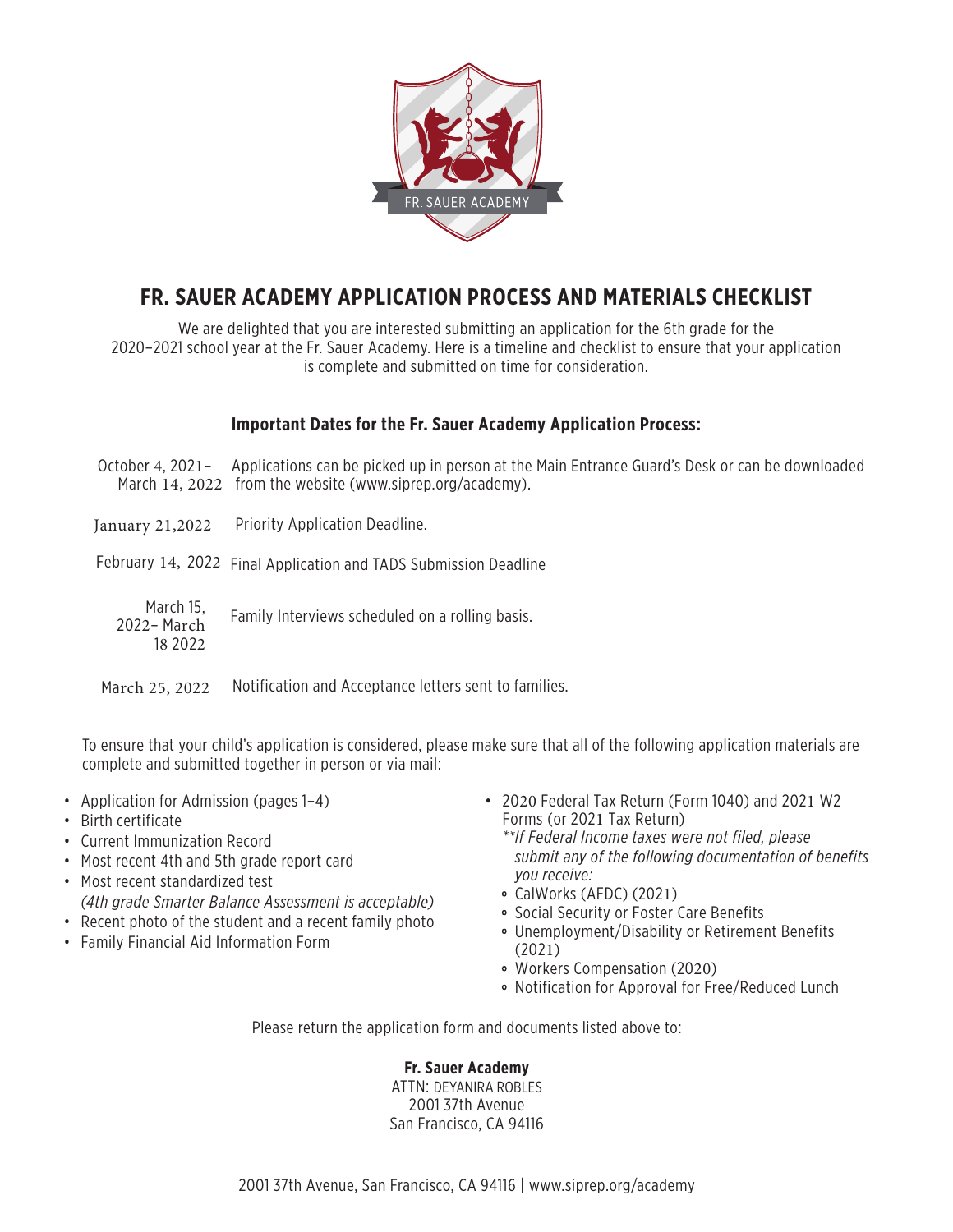# FR. SAUER ACADEMY APPLICATION PROCESS AND MATERIALS CHECKLIST

We are delighted that you are interested submitting an application for the 6th grade for the 2020–2021 school year at the Fr. Sauer Academy. Here is a timeline and checklist to ensure that your application is complete and submitted on time for consideration.

### Important Dates for the Fr. Sauer Academy Application Process:

| | |
|---|---|
| October 4, 2021– March 14, 2022 | Applications can be picked up in person at the Main Entrance Guard's Desk or can be downloaded from the website (www.siprep.org/academy). |
| January 21,2022 | Priority Application Deadline. |
| February 14, 2022 | Final Application and TADS Submission Deadline |
| March 15, 2022– March 18 2022 | Family Interviews scheduled on a rolling basis. |
| March 25, 2022 | Notification and Acceptance letters sent to families. |

To ensure that your child's application is considered, please make sure that all of the following application materials are complete and submitted together in person or via mail:

- Application for Admission (pages 1–4)
- Birth certificate
- Current Immunization Record
- Most recent 4th and 5th grade report card
- Most recent standardized test
  *(4th grade Smarter Balance Assessment is acceptable)*
- Recent photo of the student and a recent family photo
- Family Financial Aid Information Form
- 2020 Federal Tax Return (Form 1040) and 2021 W2 Forms (or 2021 Tax Return)
  *\*\*If Federal Income taxes were not filed, please submit any of the following documentation of benefits you receive:*
  - CalWorks (AFDC) (2021)
  - Social Security or Foster Care Benefits
  - Unemployment/Disability or Retirement Benefits (2021)
  - Workers Compensation (2020)
  - Notification for Approval for Free/Reduced Lunch

Please return the application form and documents listed above to:

**Fr. Sauer Academy**
ATTN: DEYANIRA ROBLES
2001 37th Avenue
San Francisco, CA 94116

2001 37th Avenue, San Francisco, CA 94116 | www.siprep.org/academy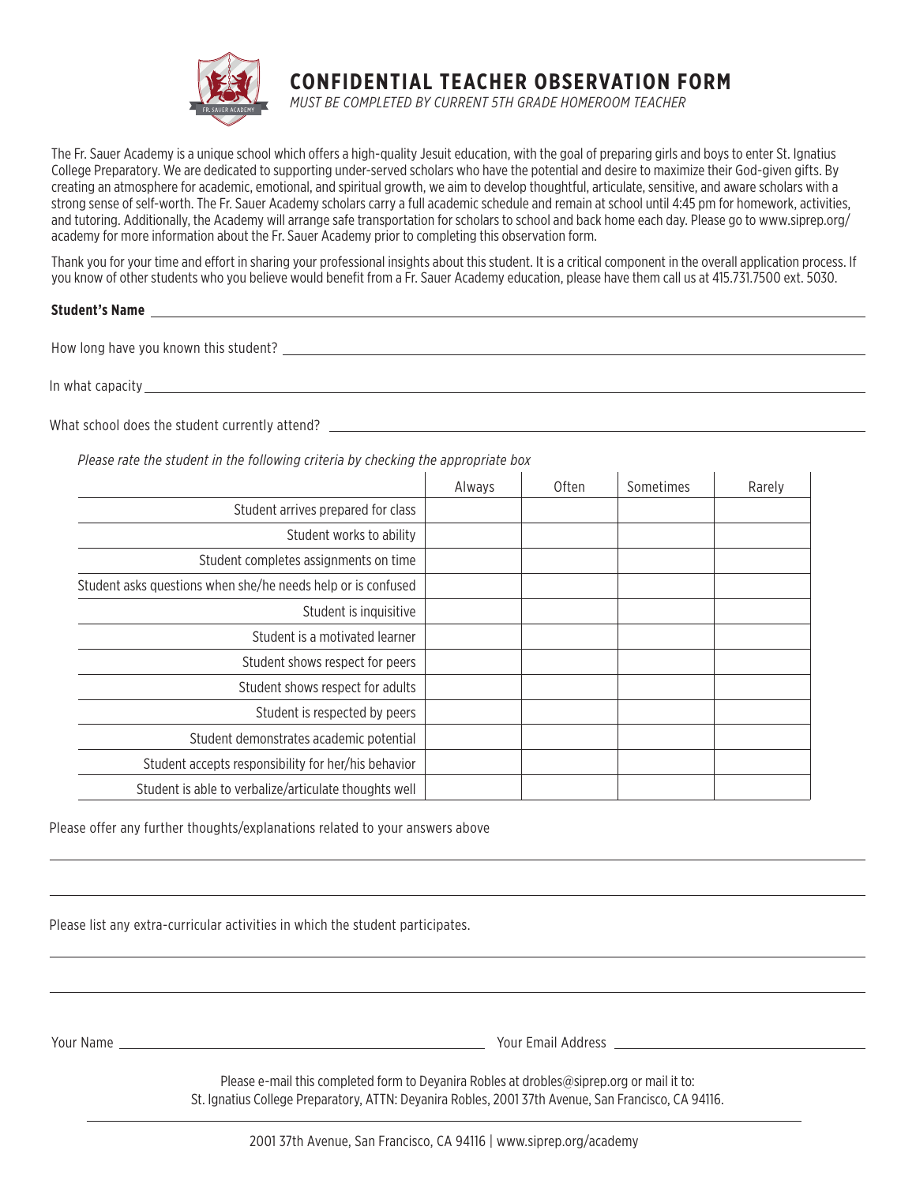# CONFIDENTIAL TEACHER OBSERVATION FORM

*MUST BE COMPLETED BY CURRENT 5TH GRADE HOMEROOM TEACHER*

The Fr. Sauer Academy is a unique school which offers a high-quality Jesuit education, with the goal of preparing girls and boys to enter St. Ignatius College Preparatory. We are dedicated to supporting under-served scholars who have the potential and desire to maximize their God-given gifts. By creating an atmosphere for academic, emotional, and spiritual growth, we aim to develop thoughtful, articulate, sensitive, and aware scholars with a strong sense of self-worth. The Fr. Sauer Academy scholars carry a full academic schedule and remain at school until 4:45 pm for homework, activities, and tutoring. Additionally, the Academy will arrange safe transportation for scholars to school and back home each day. Please go to www.siprep.org/academy for more information about the Fr. Sauer Academy prior to completing this observation form.

Thank you for your time and effort in sharing your professional insights about this student. It is a critical component in the overall application process. If you know of other students who you believe would benefit from a Fr. Sauer Academy education, please have them call us at 415.731.7500 ext. 5030.

**Student's Name** ______________________________

How long have you known this student? ______________________________

In what capacity ______________________________

What school does the student currently attend? ______________________________

*Please rate the student in the following criteria by checking the appropriate box*

| | Always | Often | Sometimes | Rarely |
|---|---|---|---|---|
| Student arrives prepared for class | | | | |
| Student works to ability | | | | |
| Student completes assignments on time | | | | |
| Student asks questions when she/he needs help or is confused | | | | |
| Student is inquisitive | | | | |
| Student is a motivated learner | | | | |
| Student shows respect for peers | | | | |
| Student shows respect for adults | | | | |
| Student is respected by peers | | | | |
| Student demonstrates academic potential | | | | |
| Student accepts responsibility for her/his behavior | | | | |
| Student is able to verbalize/articulate thoughts well | | | | |

Please offer any further thoughts/explanations related to your answers above

______________________________

______________________________

Please list any extra-curricular activities in which the student participates.

______________________________

______________________________

Your Name ______________________________ Your Email Address ______________________________

Please e-mail this completed form to Deyanira Robles at drobles@siprep.org or mail it to:
St. Ignatius College Preparatory, ATTN: Deyanira Robles, 2001 37th Avenue, San Francisco, CA 94116.

2001 37th Avenue, San Francisco, CA 94116 | www.siprep.org/academy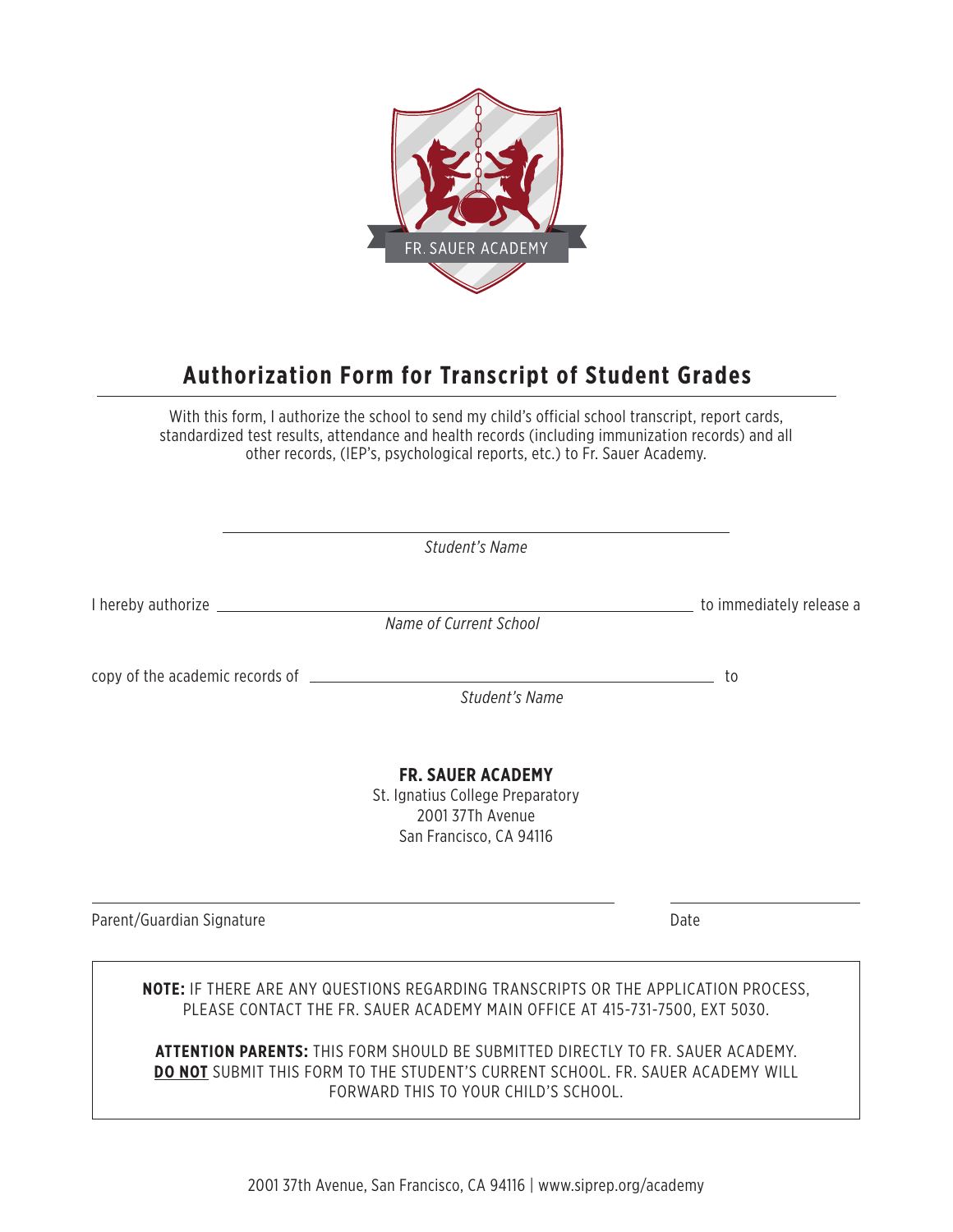FR. SAUER ACADEMY

# Authorization Form for Transcript of Student Grades

With this form, I authorize the school to send my child's official school transcript, report cards, standardized test results, attendance and health records (including immunization records) and all other records, (IEP's, psychological reports, etc.) to Fr. Sauer Academy.

_______________________________________________
*Student's Name*

I hereby authorize _______________________________________________ to immediately release a
*Name of Current School*

copy of the academic records of _______________________________________________ to
*Student's Name*

**FR. SAUER ACADEMY**
St. Ignatius College Preparatory
2001 37Th Avenue
San Francisco, CA 94116

_______________________________________________ _______________
Parent/Guardian Signature Date

**NOTE:** IF THERE ARE ANY QUESTIONS REGARDING TRANSCRIPTS OR THE APPLICATION PROCESS, PLEASE CONTACT THE FR. SAUER ACADEMY MAIN OFFICE AT 415-731-7500, EXT 5030.

**ATTENTION PARENTS:** THIS FORM SHOULD BE SUBMITTED DIRECTLY TO FR. SAUER ACADEMY. **DO NOT** SUBMIT THIS FORM TO THE STUDENT'S CURRENT SCHOOL. FR. SAUER ACADEMY WILL FORWARD THIS TO YOUR CHILD'S SCHOOL.

2001 37th Avenue, San Francisco, CA 94116 | www.siprep.org/academy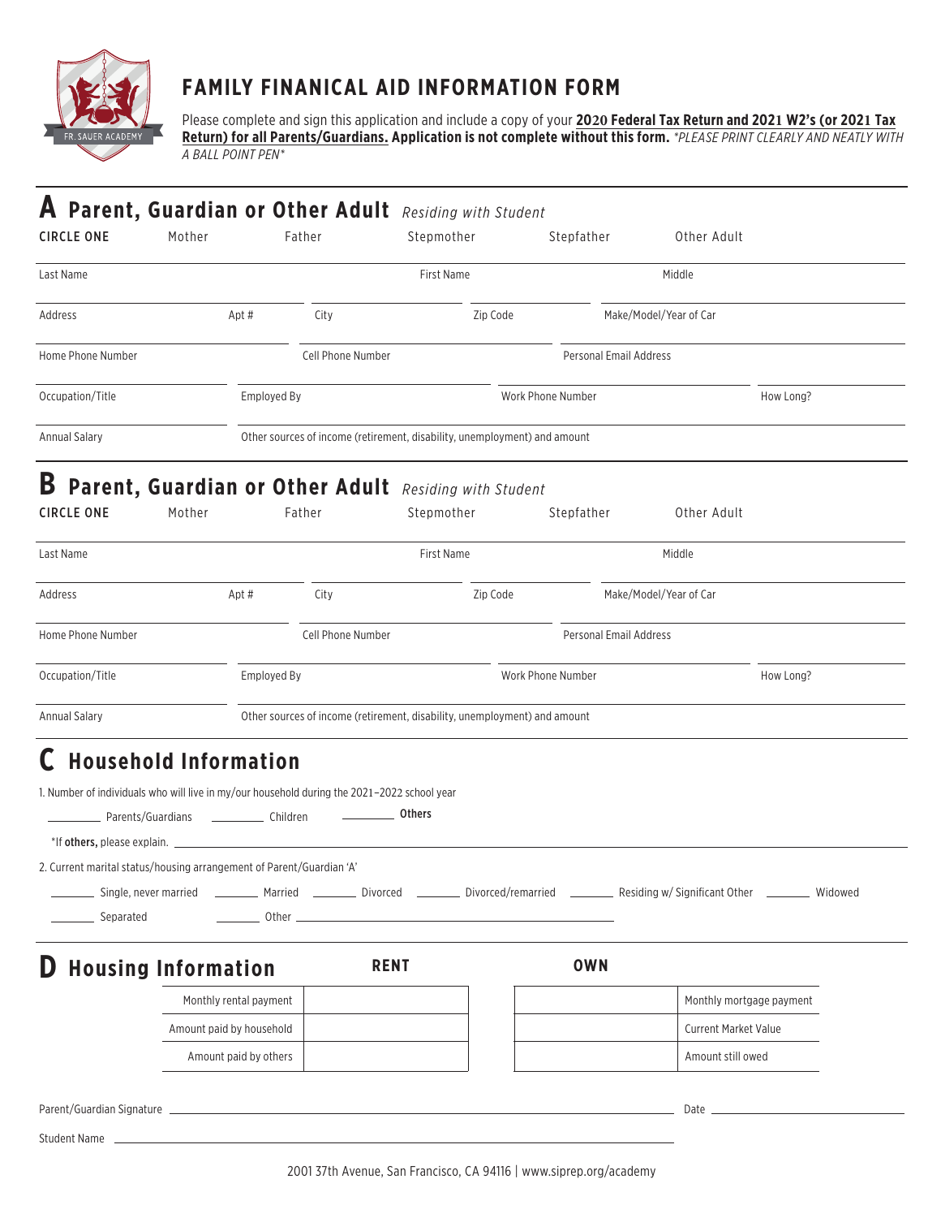# FAMILY FINANICAL AID INFORMATION FORM

Please complete and sign this application and include a copy of your **2020 Federal Tax Return and 2021 W2's (or 2021 Tax Return) for all Parents/Guardians.** **Application is not complete without this form.** *\*PLEASE PRINT CLEARLY AND NEATLY WITH A BALL POINT PEN\**

## A Parent, Guardian or Other Adult *Residing with Student*

**CIRCLE ONE** Mother Father Stepmother Stepfather Other Adult

Last Name ______ First Name ______ Middle ______

Address ______ Apt # ______ City ______ Zip Code ______ Make/Model/Year of Car ______

Home Phone Number ______ Cell Phone Number ______ Personal Email Address ______

Occupation/Title ______ Employed By ______ Work Phone Number ______ How Long? ______

Annual Salary ______ Other sources of income (retirement, disability, unemployment) and amount ______

## B Parent, Guardian or Other Adult *Residing with Student*

**CIRCLE ONE** Mother Father Stepmother Stepfather Other Adult

Last Name ______ First Name ______ Middle ______

Address ______ Apt # ______ City ______ Zip Code ______ Make/Model/Year of Car ______

Home Phone Number ______ Cell Phone Number ______ Personal Email Address ______

Occupation/Title ______ Employed By ______ Work Phone Number ______ How Long? ______

Annual Salary ______ Other sources of income (retirement, disability, unemployment) and amount ______

## C Household Information

1. Number of individuals who will live in my/our household during the 2021–2022 school year

______ Parents/Guardians ______ Children ______ **Others**

\*If **others,** please explain. ______

2. Current marital status/housing arrangement of Parent/Guardian 'A'

______ Single, never married ______ Married ______ Divorced ______ Divorced/remarried ______ Residing w/ Significant Other ______ Widowed

______ Separated ______ Other ______

## D Housing Information

| RENT | |
|---|---|
| Monthly rental payment | |
| Amount paid by household | |
| Amount paid by others | |

| OWN | |
|---|---|
| | Monthly mortgage payment |
| | Current Market Value |
| | Amount still owed |

Parent/Guardian Signature ______ Date ______

Student Name ______

2001 37th Avenue, San Francisco, CA 94116 | www.siprep.org/academy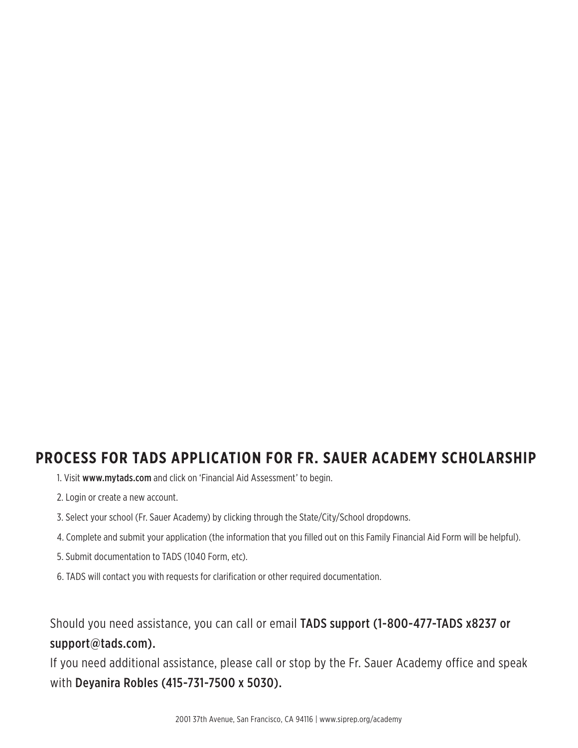## PROCESS FOR TADS APPLICATION FOR FR. SAUER ACADEMY SCHOLARSHIP

1. Visit **www.mytads.com** and click on 'Financial Aid Assessment' to begin.
2. Login or create a new account.
3. Select your school (Fr. Sauer Academy) by clicking through the State/City/School dropdowns.
4. Complete and submit your application (the information that you filled out on this Family Financial Aid Form will be helpful).
5. Submit documentation to TADS (1040 Form, etc).
6. TADS will contact you with requests for clarification or other required documentation.

Should you need assistance, you can call or email **TADS support (1-800-477-TADS x8237 or support@tads.com).**

If you need additional assistance, please call or stop by the Fr. Sauer Academy office and speak with **Deyanira Robles (415-731-7500 x 5030).**

2001 37th Avenue, San Francisco, CA 94116 | www.siprep.org/academy